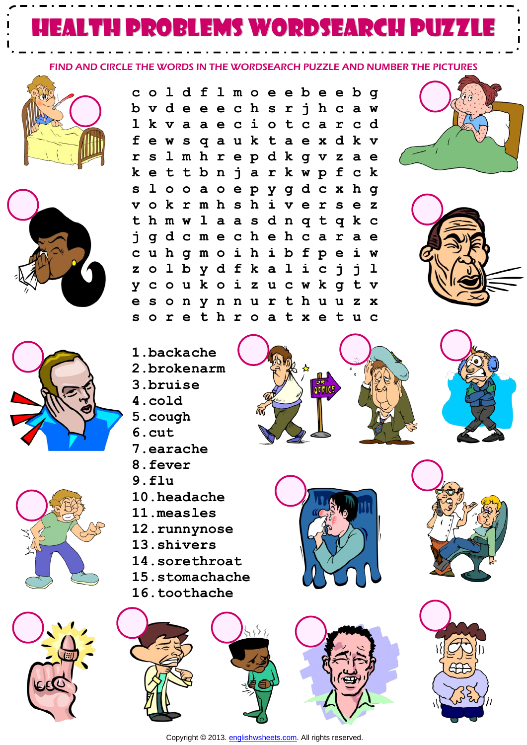# HEALTH PROBLEMS WORDSEARCH PUZZLE

FIND AND CIRCLE THE WORDS IN THE WORDSEARCH PUZZLE AND NUMBER THE PICTURES

```
c o l d f l m o e e b e e b g
b v d e e e c h s r j h c a w
l k v a a e c i o t c a r c d
f e w s q a u k t a e x d k v
r s l m h r e p d k g v z a e
k e t t b n j a r k w p f c k
s l o o a o e p y g d c x h g
v o k r m h s h i v e r s e z
t h m w l a a s d n q t q k c
j g d c m e c h e h c a r a e
c u h g m o i h i b f p e i w
z o l b y d f k a l i c j j l
y c o u k o i z u c w k g t v
e s o n y n n u r t h u u z x
s o r e t h r o a t x e t u c
```

1. backache
2. brokenarm
3. bruise
4. cold
5. cough
6. cut
7. earache
8. fever
9. flu
10. headache
11. measles
12. runnynose
13. shivers
14. sorethroat
15. stomachache
16. toothache

Copyright © 2013. englishwsheets.com. All rights reserved.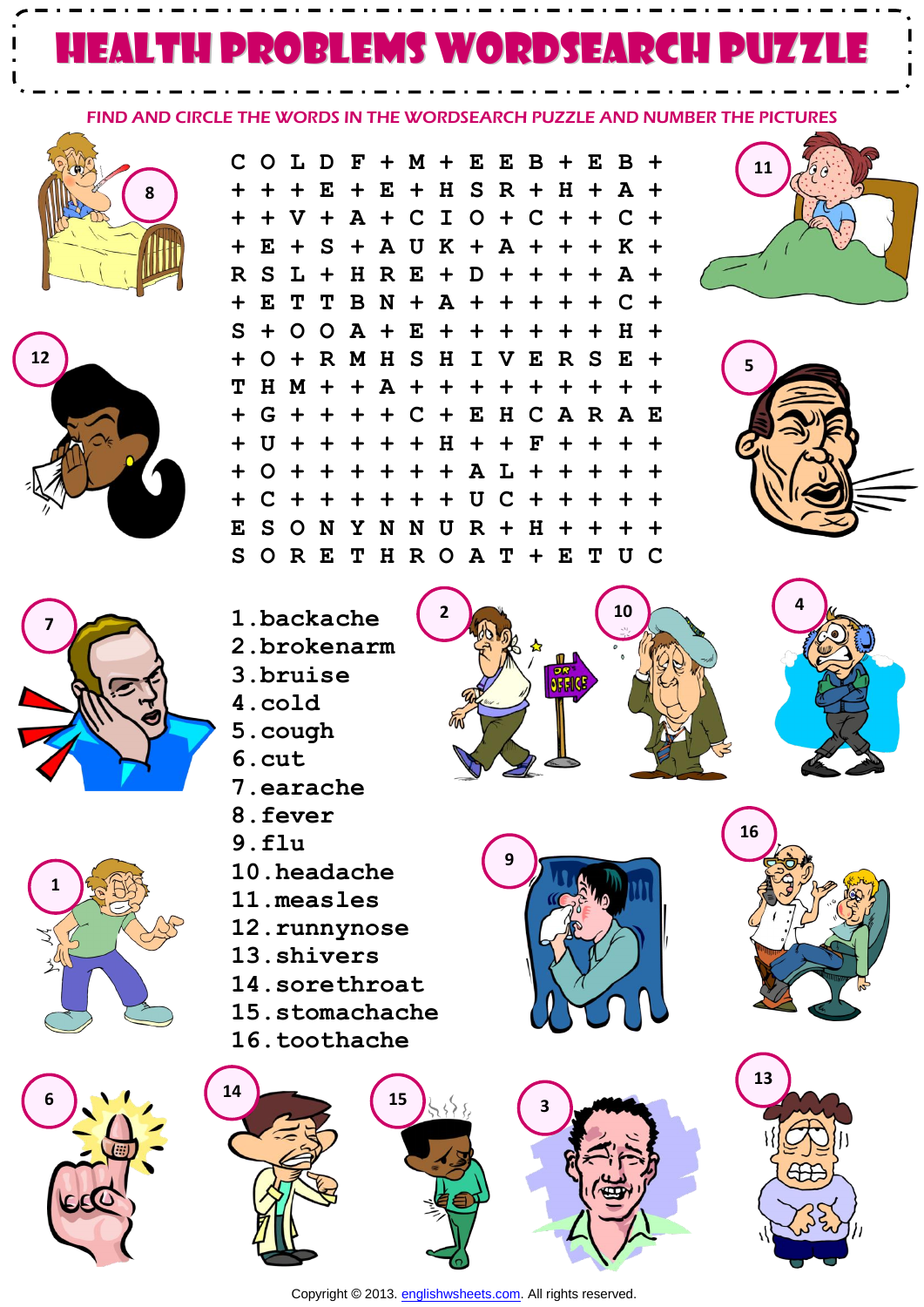# HEALTH PROBLEMS WORDSEARCH PUZZLE

FIND AND CIRCLE THE WORDS IN THE WORDSEARCH PUZZLE AND NUMBER THE PICTURES

```
C O L D F + M + E E B + E B +
+ + + E + E + H S R + H + A +
+ + V + A + C I O + C + + C +
+ E + S + A U K + A + + + K +
R S L + H R E + D + + + + A +
+ E T T B N + A + + + + + C +
S + O O A + E + + + + + + H +
+ O + R M H S H I V E R S E +
T H M + + A + + + + + + + + +
+ G + + + + C + E H C A R A E
+ U + + + + + H + + F + + + +
+ O + + + + + + A L + + + + +
+ C + + + + + + U C + + + + +
E S O N Y N N U R + H + + + +
S O R E T H R O A T + E T U C
```

1. backache
2. brokenarm
3. bruise
4. cold
5. cough
6. cut
7. earache
8. fever
9. flu
10. headache
11. measles
12. runnynose
13. shivers
14. sorethroat
15. stomachache
16. toothache

8, 11, 12, 5, 7, 2, 10, 4, 1, 9, 16, 6, 14, 15, 3, 13

Copyright © 2013. englishwsheets.com. All rights reserved.